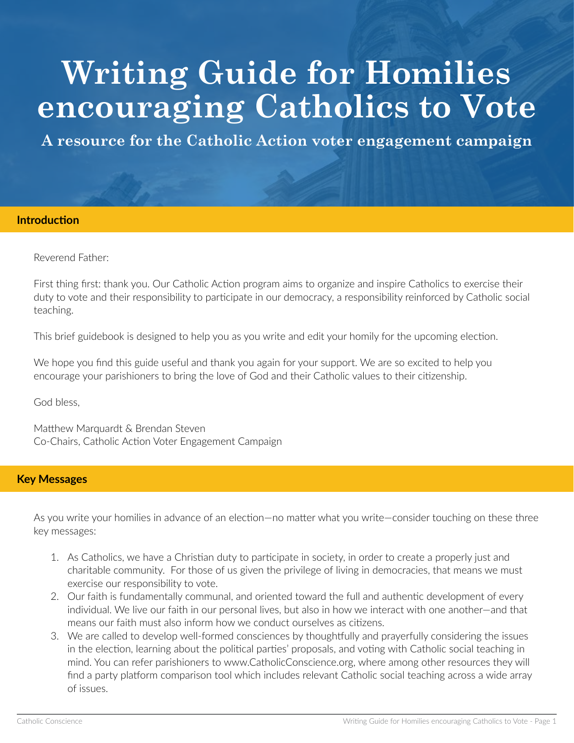# Writing Guide for Homilies encouraging Catholics to Vote

**A resource for the Catholic Action voter engagement campaign**

## Introduction

Reverend Father:

First thing first: thank you. Our Catholic Action program aims to organize and inspire Catholics to exercise their duty to vote and their responsibility to participate in our democracy, a responsibility reinforced by Catholic social teaching.

This brief guidebook is designed to help you as you write and edit your homily for the upcoming election.

We hope you find this guide useful and thank you again for your support. We are so excited to help you encourage your parishioners to bring the love of God and their Catholic values to their citizenship.

God bless,

Matthew Marquardt & Brendan Steven
Co-Chairs, Catholic Action Voter Engagement Campaign

## Key Messages

As you write your homilies in advance of an election—no matter what you write—consider touching on these three key messages:

1. As Catholics, we have a Christian duty to participate in society, in order to create a properly just and charitable community. For those of us given the privilege of living in democracies, that means we must exercise our responsibility to vote.
2. Our faith is fundamentally communal, and oriented toward the full and authentic development of every individual. We live our faith in our personal lives, but also in how we interact with one another—and that means our faith must also inform how we conduct ourselves as citizens.
3. We are called to develop well-formed consciences by thoughtfully and prayerfully considering the issues in the election, learning about the political parties' proposals, and voting with Catholic social teaching in mind. You can refer parishioners to www.CatholicConscience.org, where among other resources they will find a party platform comparison tool which includes relevant Catholic social teaching across a wide array of issues.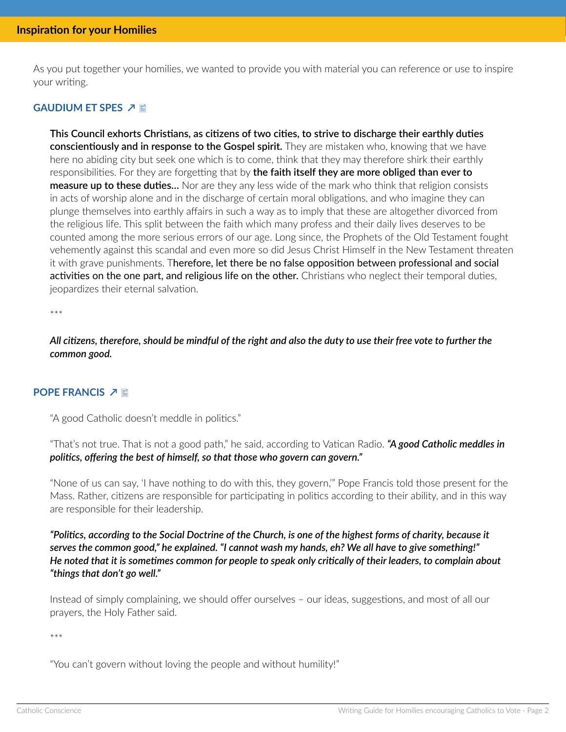## Inspiration for your Homilies

As you put together your homilies, we wanted to provide you with material you can reference or use to inspire your writing.

### GAUDIUM ET SPES ↗

> **This Council exhorts Christians, as citizens of two cities, to strive to discharge their earthly duties conscientiously and in response to the Gospel spirit.** They are mistaken who, knowing that we have here no abiding city but seek one which is to come, think that they may therefore shirk their earthly responsibilities. For they are forgetting that by **the faith itself they are more obliged than ever to measure up to these duties…** Nor are they any less wide of the mark who think that religion consists in acts of worship alone and in the discharge of certain moral obligations, and who imagine they can plunge themselves into earthly affairs in such a way as to imply that these are altogether divorced from the religious life. This split between the faith which many profess and their daily lives deserves to be counted among the more serious errors of our age. Long since, the Prophets of the Old Testament fought vehemently against this scandal and even more so did Jesus Christ Himself in the New Testament threaten it with grave punishments. T**herefore, let there be no false opposition between professional and social activities on the one part, and religious life on the other.** Christians who neglect their temporal duties, jeopardizes their eternal salvation.
>
> ***
>
> ***All citizens, therefore, should be mindful of the right and also the duty to use their free vote to further the common good.***

### POPE FRANCIS ↗

> "A good Catholic doesn't meddle in politics."
>
> "That's not true. That is not a good path," he said, according to Vatican Radio. ***"A good Catholic meddles in politics, offering the best of himself, so that those who govern can govern."***
>
> "None of us can say, 'I have nothing to do with this, they govern,'" Pope Francis told those present for the Mass. Rather, citizens are responsible for participating in politics according to their ability, and in this way are responsible for their leadership.
>
> ***"Politics, according to the Social Doctrine of the Church, is one of the highest forms of charity, because it serves the common good," he explained. "I cannot wash my hands, eh? We all have to give something!" He noted that it is sometimes common for people to speak only critically of their leaders, to complain about "things that don't go well."***
>
> Instead of simply complaining, we should offer ourselves – our ideas, suggestions, and most of all our prayers, the Holy Father said.
>
> ***
>
> "You can't govern without loving the people and without humility!"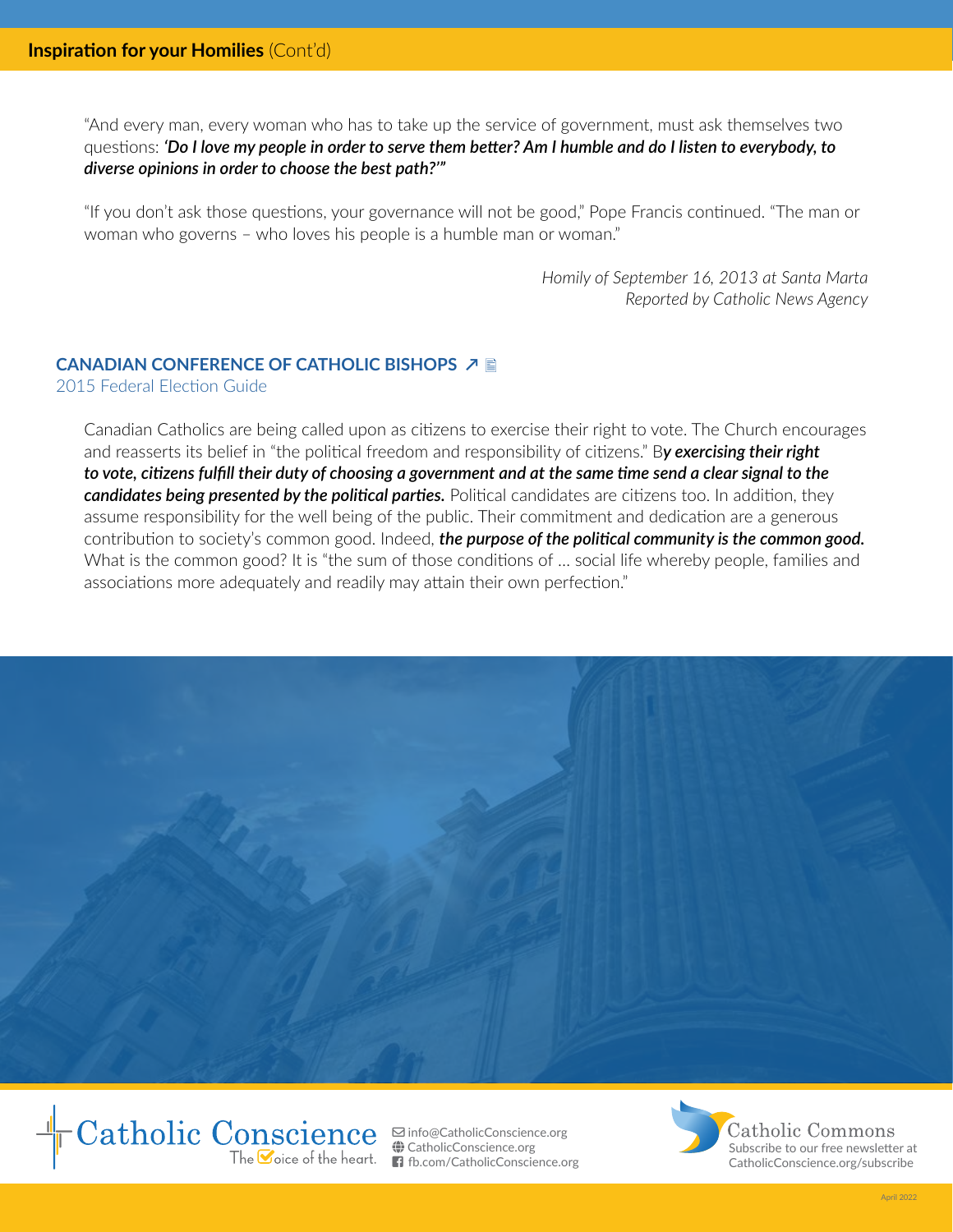**Inspiration for your Homilies** (Cont'd)

"And every man, every woman who has to take up the service of government, must ask themselves two questions: ***'Do I love my people in order to serve them better? Am I humble and do I listen to everybody, to diverse opinions in order to choose the best path?'"***

"If you don't ask those questions, your governance will not be good," Pope Francis continued. "The man or woman who governs – who loves his people is a humble man or woman."

*Homily of September 16, 2013 at Santa Marta*
*Reported by Catholic News Agency*

## CANADIAN CONFERENCE OF CATHOLIC BISHOPS ↗

2015 Federal Election Guide

Canadian Catholics are being called upon as citizens to exercise their right to vote. The Church encourages and reasserts its belief in "the political freedom and responsibility of citizens." B***y exercising their right to vote, citizens fulfill their duty of choosing a government and at the same time send a clear signal to the candidates being presented by the political parties.*** Political candidates are citizens too. In addition, they assume responsibility for the well being of the public. Their commitment and dedication are a generous contribution to society's common good. Indeed, ***the purpose of the political community is the common good.*** What is the common good? It is "the sum of those conditions of … social life whereby people, families and associations more adequately and readily may attain their own perfection."

Catholic Conscience
The Voice of the heart.

info@CatholicConscience.org
CatholicConscience.org
fb.com/CatholicConscience.org

Catholic Commons
Subscribe to our free newsletter at CatholicConscience.org/subscribe

April 2022